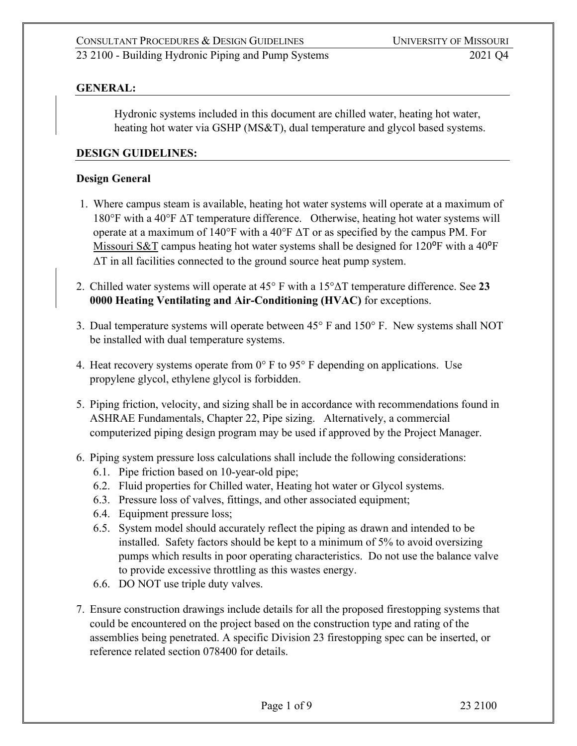## GENERAL:

Hydronic systems included in this document are chilled water, heating hot water, heating hot water via GSHP (MS&T), dual temperature and glycol based systems.

## DESIGN GUIDELINES:

### Design General

1. Where campus steam is available, heating hot water systems will operate at a maximum of 180°F with a 40°F ΔT temperature difference. Otherwise, heating hot water systems will operate at a maximum of 140°F with a 40°F ΔT or as specified by the campus PM. For Missouri S&T campus heating hot water systems shall be designed for 120ºF with a 40ºF ΔT in all facilities connected to the ground source heat pump system.

2. Chilled water systems will operate at 45° F with a 15°ΔT temperature difference. See **23 0000 Heating Ventilating and Air-Conditioning (HVAC)** for exceptions.

3. Dual temperature systems will operate between 45° F and 150° F. New systems shall NOT be installed with dual temperature systems.

4. Heat recovery systems operate from 0° F to 95° F depending on applications. Use propylene glycol, ethylene glycol is forbidden.

5. Piping friction, velocity, and sizing shall be in accordance with recommendations found in ASHRAE Fundamentals, Chapter 22, Pipe sizing. Alternatively, a commercial computerized piping design program may be used if approved by the Project Manager.

6. Piping system pressure loss calculations shall include the following considerations:
   - 6.1. Pipe friction based on 10-year-old pipe;
   - 6.2. Fluid properties for Chilled water, Heating hot water or Glycol systems.
   - 6.3. Pressure loss of valves, fittings, and other associated equipment;
   - 6.4. Equipment pressure loss;
   - 6.5. System model should accurately reflect the piping as drawn and intended to be installed. Safety factors should be kept to a minimum of 5% to avoid oversizing pumps which results in poor operating characteristics. Do not use the balance valve to provide excessive throttling as this wastes energy.
   - 6.6. DO NOT use triple duty valves.

7. Ensure construction drawings include details for all the proposed firestopping systems that could be encountered on the project based on the construction type and rating of the assemblies being penetrated. A specific Division 23 firestopping spec can be inserted, or reference related section 078400 for details.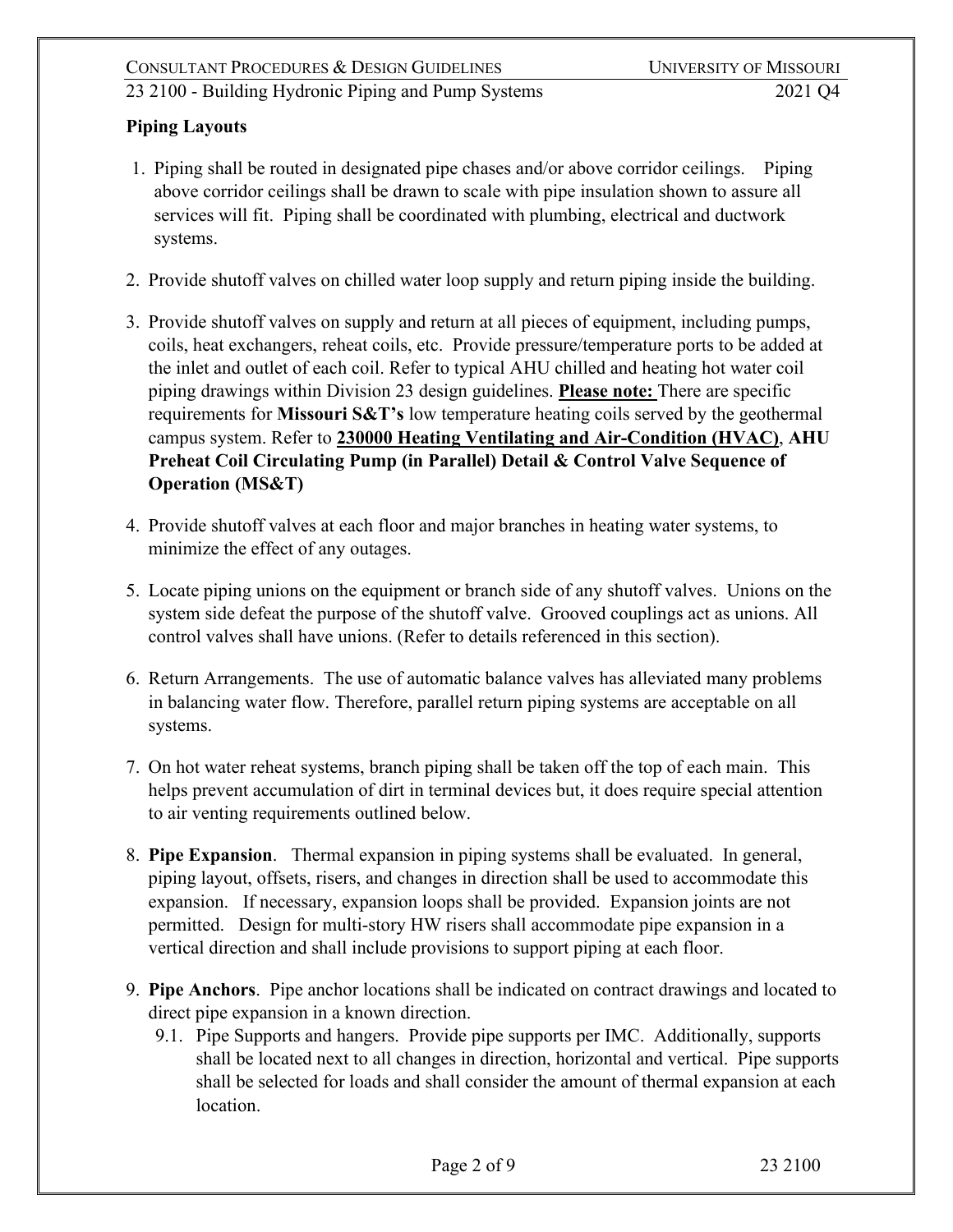**Piping Layouts**

1. Piping shall be routed in designated pipe chases and/or above corridor ceilings. Piping above corridor ceilings shall be drawn to scale with pipe insulation shown to assure all services will fit. Piping shall be coordinated with plumbing, electrical and ductwork systems.
2. Provide shutoff valves on chilled water loop supply and return piping inside the building.
3. Provide shutoff valves on supply and return at all pieces of equipment, including pumps, coils, heat exchangers, reheat coils, etc. Provide pressure/temperature ports to be added at the inlet and outlet of each coil. Refer to typical AHU chilled and heating hot water coil piping drawings within Division 23 design guidelines. **Please note:** There are specific requirements for **Missouri S&T's** low temperature heating coils served by the geothermal campus system. Refer to **230000 Heating Ventilating and Air-Condition (HVAC)**, **AHU Preheat Coil Circulating Pump (in Parallel) Detail & Control Valve Sequence of Operation (MS&T)**
4. Provide shutoff valves at each floor and major branches in heating water systems, to minimize the effect of any outages.
5. Locate piping unions on the equipment or branch side of any shutoff valves. Unions on the system side defeat the purpose of the shutoff valve. Grooved couplings act as unions. All control valves shall have unions. (Refer to details referenced in this section).
6. Return Arrangements. The use of automatic balance valves has alleviated many problems in balancing water flow. Therefore, parallel return piping systems are acceptable on all systems.
7. On hot water reheat systems, branch piping shall be taken off the top of each main. This helps prevent accumulation of dirt in terminal devices but, it does require special attention to air venting requirements outlined below.
8. **Pipe Expansion**. Thermal expansion in piping systems shall be evaluated. In general, piping layout, offsets, risers, and changes in direction shall be used to accommodate this expansion. If necessary, expansion loops shall be provided. Expansion joints are not permitted. Design for multi-story HW risers shall accommodate pipe expansion in a vertical direction and shall include provisions to support piping at each floor.
9. **Pipe Anchors**. Pipe anchor locations shall be indicated on contract drawings and located to direct pipe expansion in a known direction.
   - 9.1. Pipe Supports and hangers. Provide pipe supports per IMC. Additionally, supports shall be located next to all changes in direction, horizontal and vertical. Pipe supports shall be selected for loads and shall consider the amount of thermal expansion at each location.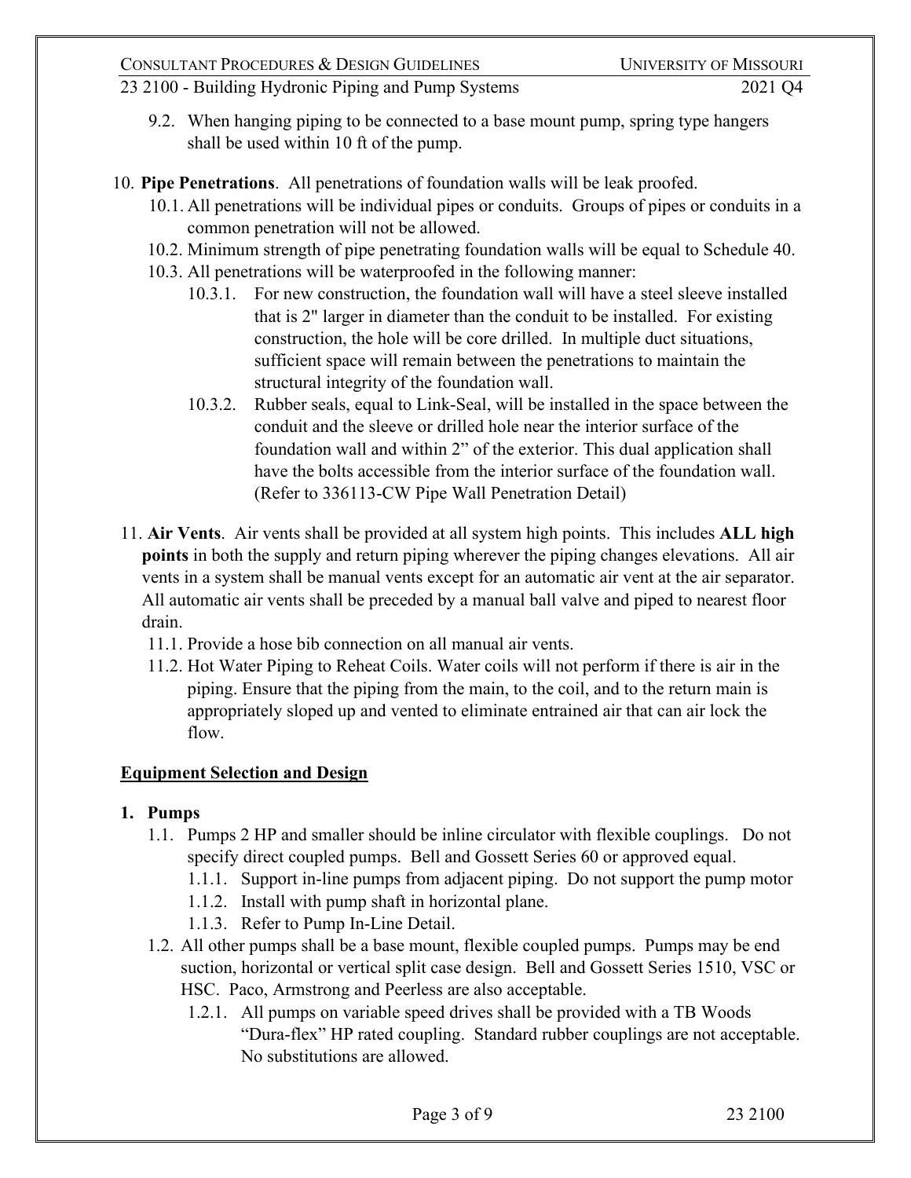9.2. When hanging piping to be connected to a base mount pump, spring type hangers shall be used within 10 ft of the pump.

10. **Pipe Penetrations**. All penetrations of foundation walls will be leak proofed.
    - 10.1. All penetrations will be individual pipes or conduits. Groups of pipes or conduits in a common penetration will not be allowed.
    - 10.2. Minimum strength of pipe penetrating foundation walls will be equal to Schedule 40.
    - 10.3. All penetrations will be waterproofed in the following manner:
        - 10.3.1. For new construction, the foundation wall will have a steel sleeve installed that is 2" larger in diameter than the conduit to be installed. For existing construction, the hole will be core drilled. In multiple duct situations, sufficient space will remain between the penetrations to maintain the structural integrity of the foundation wall.
        - 10.3.2. Rubber seals, equal to Link-Seal, will be installed in the space between the conduit and the sleeve or drilled hole near the interior surface of the foundation wall and within 2" of the exterior. This dual application shall have the bolts accessible from the interior surface of the foundation wall. (Refer to 336113-CW Pipe Wall Penetration Detail)

11. **Air Vents**. Air vents shall be provided at all system high points. This includes **ALL high points** in both the supply and return piping wherever the piping changes elevations. All air vents in a system shall be manual vents except for an automatic air vent at the air separator. All automatic air vents shall be preceded by a manual ball valve and piped to nearest floor drain.
    - 11.1. Provide a hose bib connection on all manual air vents.
    - 11.2. Hot Water Piping to Reheat Coils. Water coils will not perform if there is air in the piping. Ensure that the piping from the main, to the coil, and to the return main is appropriately sloped up and vented to eliminate entrained air that can air lock the flow.

## Equipment Selection and Design

1. **Pumps**
    - 1.1. Pumps 2 HP and smaller should be inline circulator with flexible couplings. Do not specify direct coupled pumps. Bell and Gossett Series 60 or approved equal.
        - 1.1.1. Support in-line pumps from adjacent piping. Do not support the pump motor
        - 1.1.2. Install with pump shaft in horizontal plane.
        - 1.1.3. Refer to Pump In-Line Detail.
    - 1.2. All other pumps shall be a base mount, flexible coupled pumps. Pumps may be end suction, horizontal or vertical split case design. Bell and Gossett Series 1510, VSC or HSC. Paco, Armstrong and Peerless are also acceptable.
        - 1.2.1. All pumps on variable speed drives shall be provided with a TB Woods "Dura-flex" HP rated coupling. Standard rubber couplings are not acceptable. No substitutions are allowed.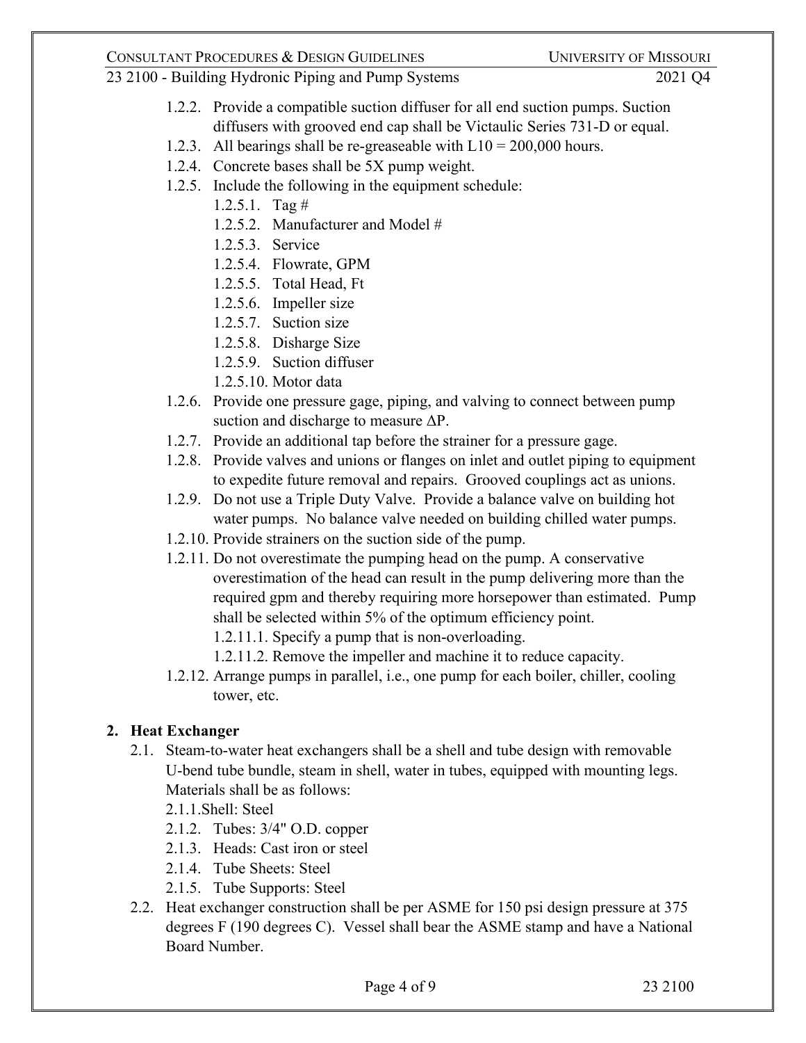1.2.2. Provide a compatible suction diffuser for all end suction pumps. Suction diffusers with grooved end cap shall be Victaulic Series 731-D or equal.

1.2.3. All bearings shall be re-greaseable with L10 = 200,000 hours.

1.2.4. Concrete bases shall be 5X pump weight.

1.2.5. Include the following in the equipment schedule:

- 1.2.5.1. Tag #
- 1.2.5.2. Manufacturer and Model #
- 1.2.5.3. Service
- 1.2.5.4. Flowrate, GPM
- 1.2.5.5. Total Head, Ft
- 1.2.5.6. Impeller size
- 1.2.5.7. Suction size
- 1.2.5.8. Disharge Size
- 1.2.5.9. Suction diffuser
- 1.2.5.10. Motor data

1.2.6. Provide one pressure gage, piping, and valving to connect between pump suction and discharge to measure ΔP.

1.2.7. Provide an additional tap before the strainer for a pressure gage.

1.2.8. Provide valves and unions or flanges on inlet and outlet piping to equipment to expedite future removal and repairs. Grooved couplings act as unions.

1.2.9. Do not use a Triple Duty Valve. Provide a balance valve on building hot water pumps. No balance valve needed on building chilled water pumps.

1.2.10. Provide strainers on the suction side of the pump.

1.2.11. Do not overestimate the pumping head on the pump. A conservative overestimation of the head can result in the pump delivering more than the required gpm and thereby requiring more horsepower than estimated. Pump shall be selected within 5% of the optimum efficiency point.

- 1.2.11.1. Specify a pump that is non-overloading.
- 1.2.11.2. Remove the impeller and machine it to reduce capacity.

1.2.12. Arrange pumps in parallel, i.e., one pump for each boiler, chiller, cooling tower, etc.

## 2. Heat Exchanger

2.1. Steam-to-water heat exchangers shall be a shell and tube design with removable U-bend tube bundle, steam in shell, water in tubes, equipped with mounting legs. Materials shall be as follows:

- 2.1.1. Shell: Steel
- 2.1.2. Tubes: 3/4" O.D. copper
- 2.1.3. Heads: Cast iron or steel
- 2.1.4. Tube Sheets: Steel
- 2.1.5. Tube Supports: Steel

2.2. Heat exchanger construction shall be per ASME for 150 psi design pressure at 375 degrees F (190 degrees C). Vessel shall bear the ASME stamp and have a National Board Number.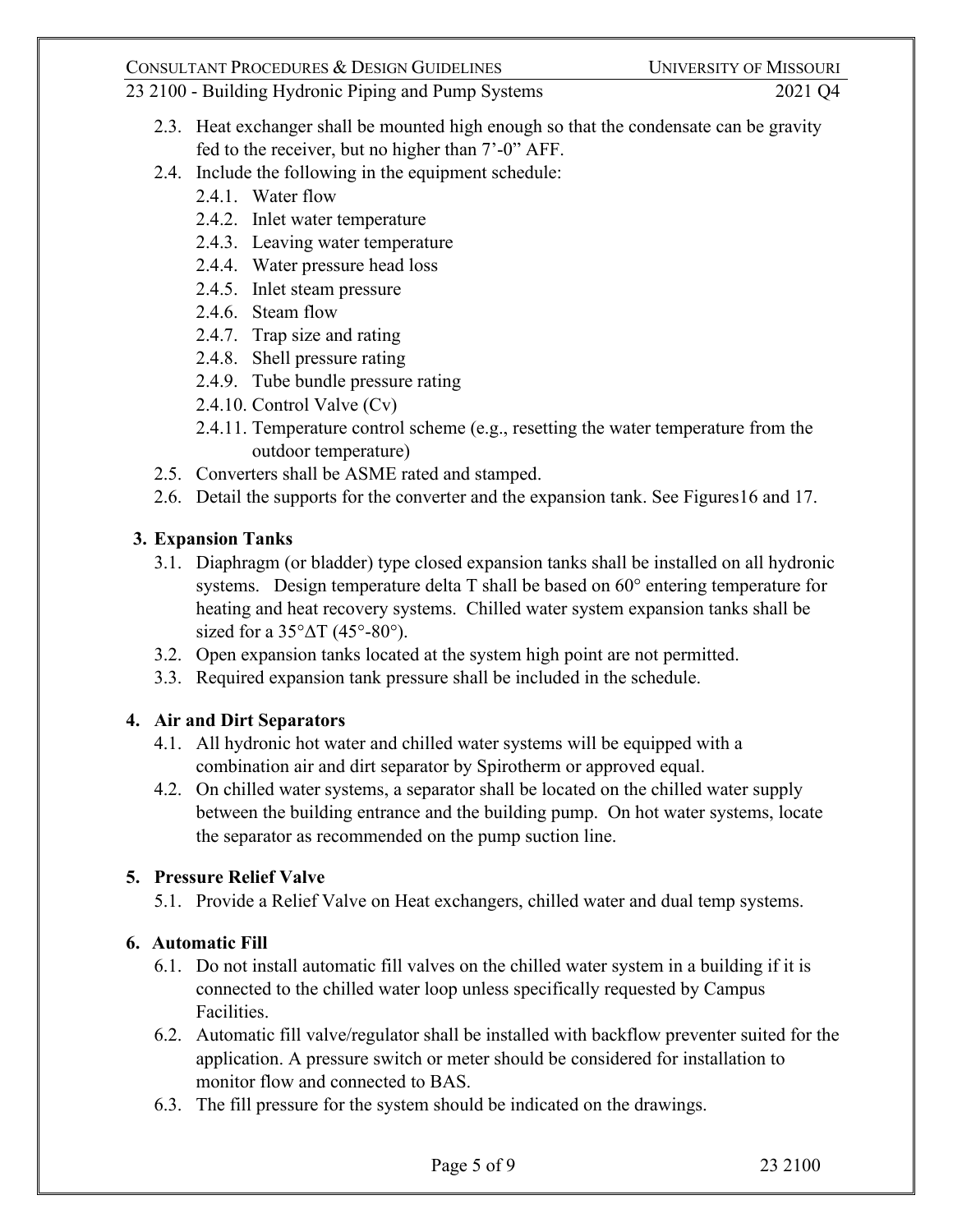2.3. Heat exchanger shall be mounted high enough so that the condensate can be gravity fed to the receiver, but no higher than 7'-0" AFF.

2.4. Include the following in the equipment schedule:

- 2.4.1. Water flow
- 2.4.2. Inlet water temperature
- 2.4.3. Leaving water temperature
- 2.4.4. Water pressure head loss
- 2.4.5. Inlet steam pressure
- 2.4.6. Steam flow
- 2.4.7. Trap size and rating
- 2.4.8. Shell pressure rating
- 2.4.9. Tube bundle pressure rating
- 2.4.10. Control Valve (Cv)
- 2.4.11. Temperature control scheme (e.g., resetting the water temperature from the outdoor temperature)

2.5. Converters shall be ASME rated and stamped.

2.6. Detail the supports for the converter and the expansion tank. See Figures16 and 17.

## 3. Expansion Tanks

3.1. Diaphragm (or bladder) type closed expansion tanks shall be installed on all hydronic systems. Design temperature delta T shall be based on 60° entering temperature for heating and heat recovery systems. Chilled water system expansion tanks shall be sized for a 35°ΔT (45°-80°).

3.2. Open expansion tanks located at the system high point are not permitted.

3.3. Required expansion tank pressure shall be included in the schedule.

## 4. Air and Dirt Separators

4.1. All hydronic hot water and chilled water systems will be equipped with a combination air and dirt separator by Spirotherm or approved equal.

4.2. On chilled water systems, a separator shall be located on the chilled water supply between the building entrance and the building pump. On hot water systems, locate the separator as recommended on the pump suction line.

## 5. Pressure Relief Valve

5.1. Provide a Relief Valve on Heat exchangers, chilled water and dual temp systems.

## 6. Automatic Fill

6.1. Do not install automatic fill valves on the chilled water system in a building if it is connected to the chilled water loop unless specifically requested by Campus Facilities.

6.2. Automatic fill valve/regulator shall be installed with backflow preventer suited for the application. A pressure switch or meter should be considered for installation to monitor flow and connected to BAS.

6.3. The fill pressure for the system should be indicated on the drawings.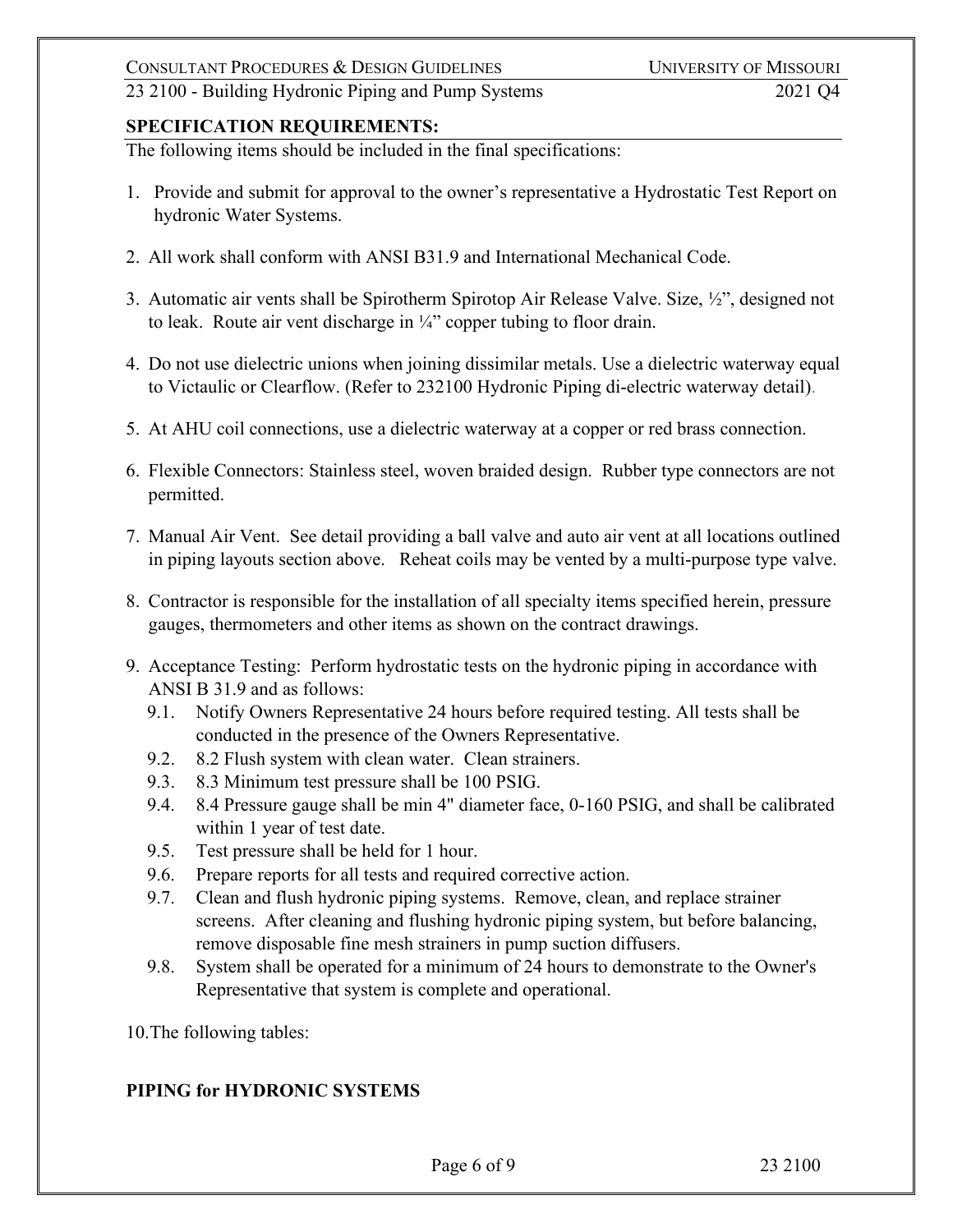**SPECIFICATION REQUIREMENTS:**

The following items should be included in the final specifications:

1. Provide and submit for approval to the owner's representative a Hydrostatic Test Report on hydronic Water Systems.
2. All work shall conform with ANSI B31.9 and International Mechanical Code.
3. Automatic air vents shall be Spirotherm Spirotop Air Release Valve. Size, ½", designed not to leak. Route air vent discharge in ¼" copper tubing to floor drain.
4. Do not use dielectric unions when joining dissimilar metals. Use a dielectric waterway equal to Victaulic or Clearflow. (Refer to 232100 Hydronic Piping di-electric waterway detail).
5. At AHU coil connections, use a dielectric waterway at a copper or red brass connection.
6. Flexible Connectors: Stainless steel, woven braided design. Rubber type connectors are not permitted.
7. Manual Air Vent. See detail providing a ball valve and auto air vent at all locations outlined in piping layouts section above. Reheat coils may be vented by a multi-purpose type valve.
8. Contractor is responsible for the installation of all specialty items specified herein, pressure gauges, thermometers and other items as shown on the contract drawings.
9. Acceptance Testing: Perform hydrostatic tests on the hydronic piping in accordance with ANSI B 31.9 and as follows:
   - 9.1. Notify Owners Representative 24 hours before required testing. All tests shall be conducted in the presence of the Owners Representative.
   - 9.2. 8.2 Flush system with clean water. Clean strainers.
   - 9.3. 8.3 Minimum test pressure shall be 100 PSIG.
   - 9.4. 8.4 Pressure gauge shall be min 4" diameter face, 0-160 PSIG, and shall be calibrated within 1 year of test date.
   - 9.5. Test pressure shall be held for 1 hour.
   - 9.6. Prepare reports for all tests and required corrective action.
   - 9.7. Clean and flush hydronic piping systems. Remove, clean, and replace strainer screens. After cleaning and flushing hydronic piping system, but before balancing, remove disposable fine mesh strainers in pump suction diffusers.
   - 9.8. System shall be operated for a minimum of 24 hours to demonstrate to the Owner's Representative that system is complete and operational.
10. The following tables:

**PIPING for HYDRONIC SYSTEMS**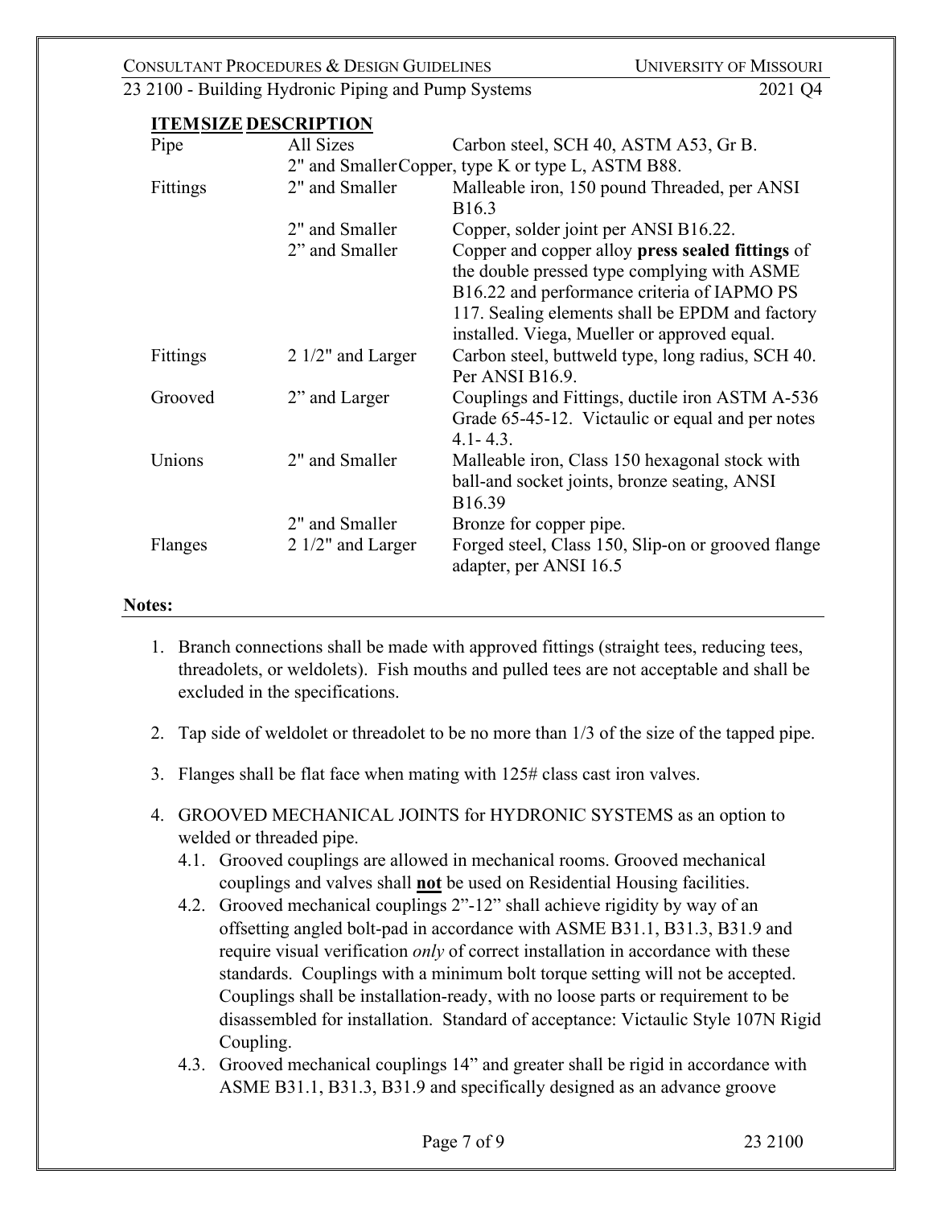| ITEM | SIZE | DESCRIPTION |
|---|---|---|
| Pipe | All Sizes | Carbon steel, SCH 40, ASTM A53, Gr B. |
| | 2" and Smaller | Copper, type K or type L, ASTM B88. |
| Fittings | 2" and Smaller | Malleable iron, 150 pound Threaded, per ANSI B16.3 |
| | 2" and Smaller | Copper, solder joint per ANSI B16.22. |
| | 2" and Smaller | Copper and copper alloy **press sealed fittings** of the double pressed type complying with ASME B16.22 and performance criteria of IAPMO PS 117. Sealing elements shall be EPDM and factory installed. Viega, Mueller or approved equal. |
| Fittings | 2 1/2" and Larger | Carbon steel, buttweld type, long radius, SCH 40. Per ANSI B16.9. |
| Grooved | 2" and Larger | Couplings and Fittings, ductile iron ASTM A-536 Grade 65-45-12. Victaulic or equal and per notes 4.1- 4.3. |
| Unions | 2" and Smaller | Malleable iron, Class 150 hexagonal stock with ball-and socket joints, bronze seating, ANSI B16.39 |
| | 2" and Smaller | Bronze for copper pipe. |
| Flanges | 2 1/2" and Larger | Forged steel, Class 150, Slip-on or grooved flange adapter, per ANSI 16.5 |

**Notes:**

1. Branch connections shall be made with approved fittings (straight tees, reducing tees, threadolets, or weldolets). Fish mouths and pulled tees are not acceptable and shall be excluded in the specifications.

2. Tap side of weldolet or threadolet to be no more than 1/3 of the size of the tapped pipe.

3. Flanges shall be flat face when mating with 125# class cast iron valves.

4. GROOVED MECHANICAL JOINTS for HYDRONIC SYSTEMS as an option to welded or threaded pipe.
   - 4.1. Grooved couplings are allowed in mechanical rooms. Grooved mechanical couplings and valves shall **not** be used on Residential Housing facilities.
   - 4.2. Grooved mechanical couplings 2"-12" shall achieve rigidity by way of an offsetting angled bolt-pad in accordance with ASME B31.1, B31.3, B31.9 and require visual verification *only* of correct installation in accordance with these standards. Couplings with a minimum bolt torque setting will not be accepted. Couplings shall be installation-ready, with no loose parts or requirement to be disassembled for installation. Standard of acceptance: Victaulic Style 107N Rigid Coupling.
   - 4.3. Grooved mechanical couplings 14" and greater shall be rigid in accordance with ASME B31.1, B31.3, B31.9 and specifically designed as an advance groove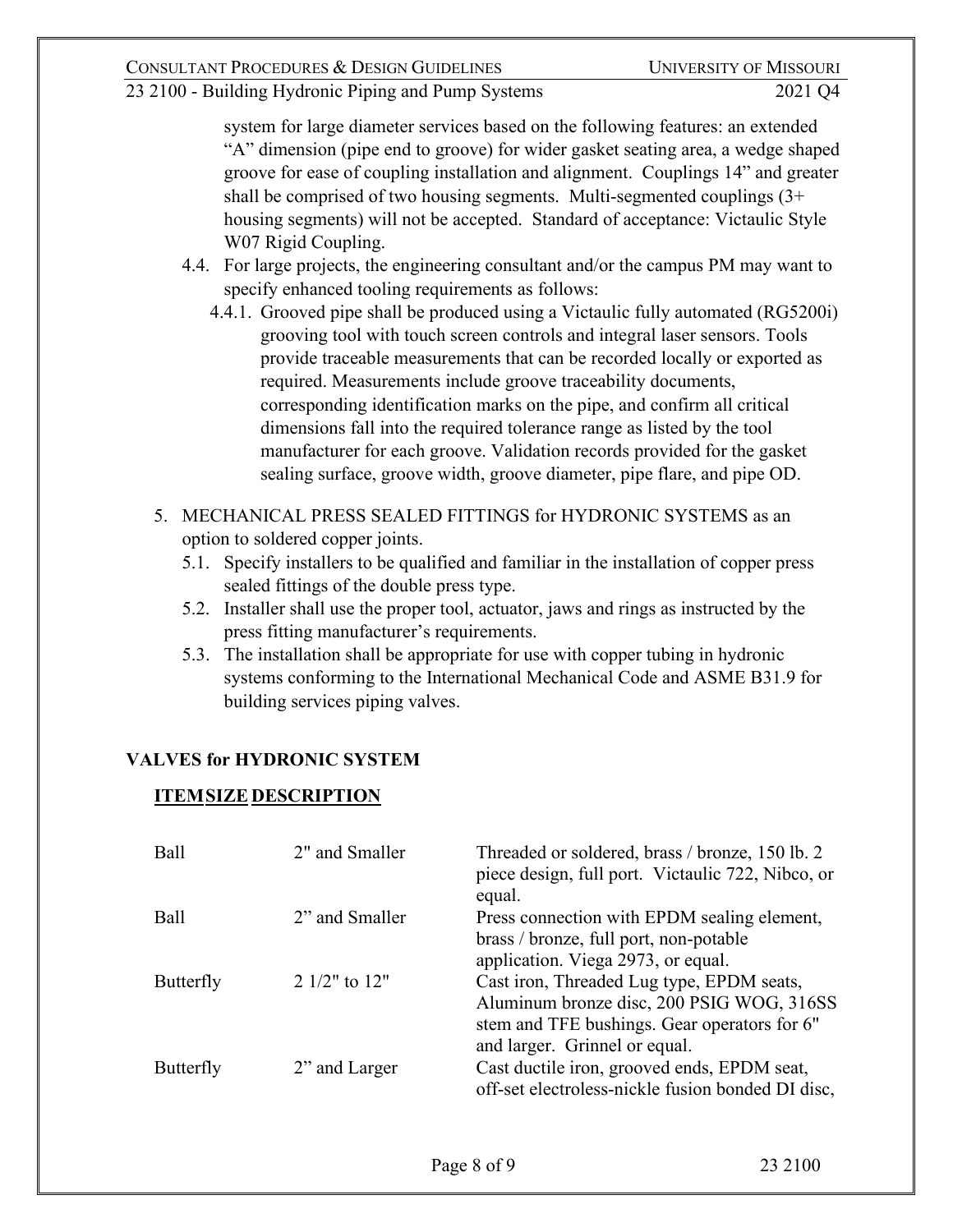system for large diameter services based on the following features: an extended "A" dimension (pipe end to groove) for wider gasket seating area, a wedge shaped groove for ease of coupling installation and alignment. Couplings 14" and greater shall be comprised of two housing segments. Multi-segmented couplings (3+ housing segments) will not be accepted. Standard of acceptance: Victaulic Style W07 Rigid Coupling.

4.4. For large projects, the engineering consultant and/or the campus PM may want to specify enhanced tooling requirements as follows:

4.4.1. Grooved pipe shall be produced using a Victaulic fully automated (RG5200i) grooving tool with touch screen controls and integral laser sensors. Tools provide traceable measurements that can be recorded locally or exported as required. Measurements include groove traceability documents, corresponding identification marks on the pipe, and confirm all critical dimensions fall into the required tolerance range as listed by the tool manufacturer for each groove. Validation records provided for the gasket sealing surface, groove width, groove diameter, pipe flare, and pipe OD.

5. MECHANICAL PRESS SEALED FITTINGS for HYDRONIC SYSTEMS as an option to soldered copper joints.

5.1. Specify installers to be qualified and familiar in the installation of copper press sealed fittings of the double press type.

5.2. Installer shall use the proper tool, actuator, jaws and rings as instructed by the press fitting manufacturer's requirements.

5.3. The installation shall be appropriate for use with copper tubing in hydronic systems conforming to the International Mechanical Code and ASME B31.9 for building services piping valves.

**VALVES for HYDRONIC SYSTEM**

| ITEM | SIZE | DESCRIPTION |
|---|---|---|
| Ball | 2" and Smaller | Threaded or soldered, brass / bronze, 150 lb. 2 piece design, full port. Victaulic 722, Nibco, or equal. |
| Ball | 2" and Smaller | Press connection with EPDM sealing element, brass / bronze, full port, non-potable application. Viega 2973, or equal. |
| Butterfly | 2 1/2" to 12" | Cast iron, Threaded Lug type, EPDM seats, Aluminum bronze disc, 200 PSIG WOG, 316SS stem and TFE bushings. Gear operators for 6" and larger. Grinnel or equal. |
| Butterfly | 2" and Larger | Cast ductile iron, grooved ends, EPDM seat, off-set electroless-nickle fusion bonded DI disc, |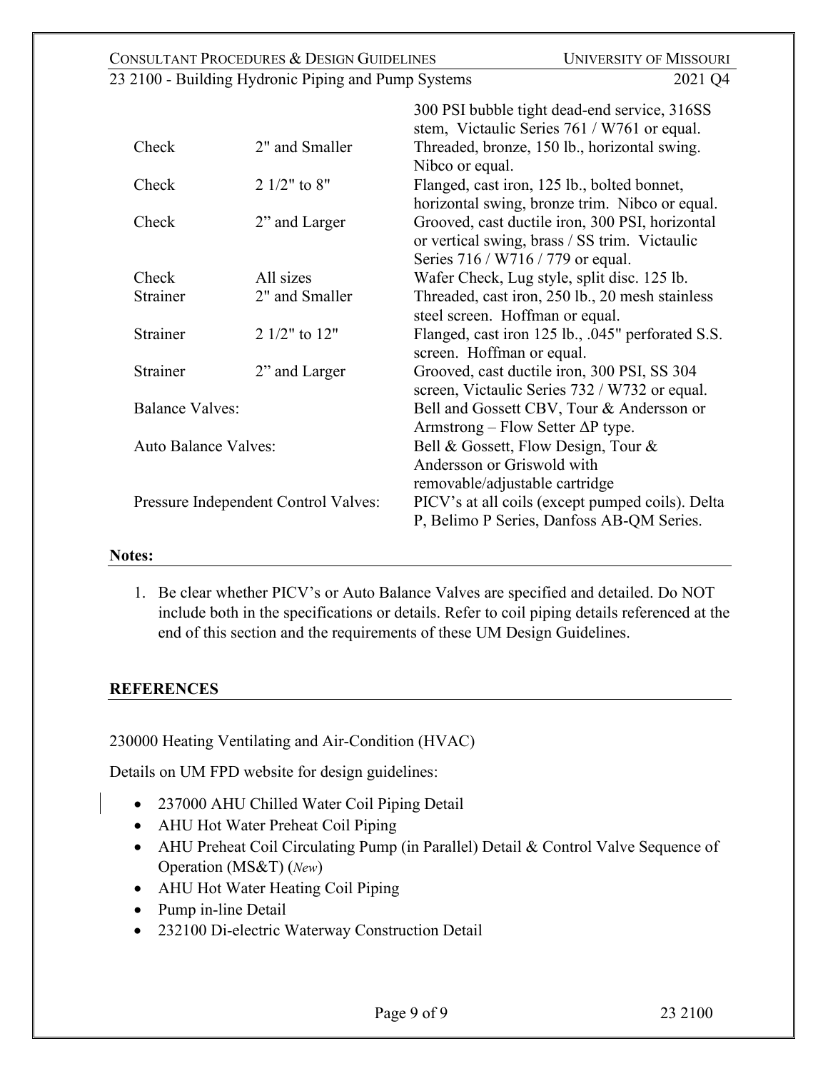| | | |
|---|---|---|
| | | 300 PSI bubble tight dead-end service, 316SS stem, Victaulic Series 761 / W761 or equal. |
| Check | 2" and Smaller | Threaded, bronze, 150 lb., horizontal swing. Nibco or equal. |
| Check | 2 1/2" to 8" | Flanged, cast iron, 125 lb., bolted bonnet, horizontal swing, bronze trim. Nibco or equal. |
| Check | 2" and Larger | Grooved, cast ductile iron, 300 PSI, horizontal or vertical swing, brass / SS trim. Victaulic Series 716 / W716 / 779 or equal. |
| Check | All sizes | Wafer Check, Lug style, split disc. 125 lb. |
| Strainer | 2" and Smaller | Threaded, cast iron, 250 lb., 20 mesh stainless steel screen. Hoffman or equal. |
| Strainer | 2 1/2" to 12" | Flanged, cast iron 125 lb., .045" perforated S.S. screen. Hoffman or equal. |
| Strainer | 2" and Larger | Grooved, cast ductile iron, 300 PSI, SS 304 screen, Victaulic Series 732 / W732 or equal. |
| Balance Valves: | | Bell and Gossett CBV, Tour & Andersson or Armstrong – Flow Setter ΔP type. |
| Auto Balance Valves: | | Bell & Gossett, Flow Design, Tour & Andersson or Griswold with removable/adjustable cartridge |
| Pressure Independent Control Valves: | | PICV's at all coils (except pumped coils). Delta P, Belimo P Series, Danfoss AB-QM Series. |

**Notes:**

1. Be clear whether PICV's or Auto Balance Valves are specified and detailed. Do NOT include both in the specifications or details. Refer to coil piping details referenced at the end of this section and the requirements of these UM Design Guidelines.

**REFERENCES**

230000 Heating Ventilating and Air-Condition (HVAC)

Details on UM FPD website for design guidelines:

- 237000 AHU Chilled Water Coil Piping Detail
- AHU Hot Water Preheat Coil Piping
- AHU Preheat Coil Circulating Pump (in Parallel) Detail & Control Valve Sequence of Operation (MS&T) (*New*)
- AHU Hot Water Heating Coil Piping
- Pump in-line Detail
- 232100 Di-electric Waterway Construction Detail